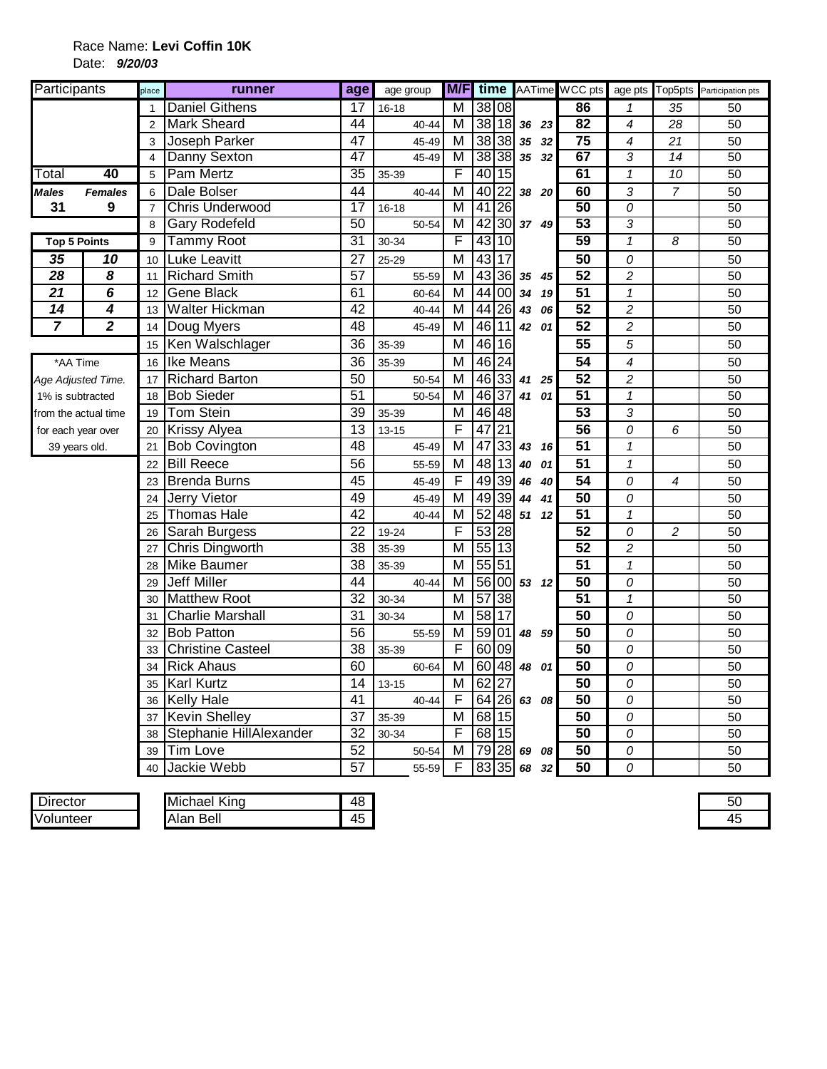Race Name: **Levi Coffin 10K**

Date: ***9/20/03***

| place | runner | age | age group | M/F | time | AATime | WCC pts | age pts | Top5pts | Participation pts |
|---|---|---|---|---|---|---|---|---|---|---|
| 1 | Daniel Githens | 17 | 16-18 | M | 38 08 | | 86 | 1 | 35 | 50 |
| 2 | Mark Sheard | 44 | 40-44 | M | 38 18 | 36 23 | 82 | 4 | 28 | 50 |
| 3 | Joseph Parker | 47 | 45-49 | M | 38 38 | 35 32 | 75 | 4 | 21 | 50 |
| 4 | Danny Sexton | 47 | 45-49 | M | 38 38 | 35 32 | 67 | 3 | 14 | 50 |
| 5 | Pam Mertz | 35 | 35-39 | F | 40 15 | | 61 | 1 | 10 | 50 |
| 6 | Dale Bolser | 44 | 40-44 | M | 40 22 | 38 20 | 60 | 3 | 7 | 50 |
| 7 | Chris Underwood | 17 | 16-18 | M | 41 26 | | 50 | 0 | | 50 |
| 8 | Gary Rodefeld | 50 | 50-54 | M | 42 30 | 37 49 | 53 | 3 | | 50 |
| 9 | Tammy Root | 31 | 30-34 | F | 43 10 | | 59 | 1 | 8 | 50 |
| 10 | Luke Leavitt | 27 | 25-29 | M | 43 17 | | 50 | 0 | | 50 |
| 11 | Richard Smith | 57 | 55-59 | M | 43 36 | 35 45 | 52 | 2 | | 50 |
| 12 | Gene Black | 61 | 60-64 | M | 44 00 | 34 19 | 51 | 1 | | 50 |
| 13 | Walter Hickman | 42 | 40-44 | M | 44 26 | 43 06 | 52 | 2 | | 50 |
| 14 | Doug Myers | 48 | 45-49 | M | 46 11 | 42 01 | 52 | 2 | | 50 |
| 15 | Ken Walschlager | 36 | 35-39 | M | 46 16 | | 55 | 5 | | 50 |
| 16 | Ike Means | 36 | 35-39 | M | 46 24 | | 54 | 4 | | 50 |
| 17 | Richard Barton | 50 | 50-54 | M | 46 33 | 41 25 | 52 | 2 | | 50 |
| 18 | Bob Sieder | 51 | 50-54 | M | 46 37 | 41 01 | 51 | 1 | | 50 |
| 19 | Tom Stein | 39 | 35-39 | M | 46 48 | | 53 | 3 | | 50 |
| 20 | Krissy Alyea | 13 | 13-15 | F | 47 21 | | 56 | 0 | 6 | 50 |
| 21 | Bob Covington | 48 | 45-49 | M | 47 33 | 43 16 | 51 | 1 | | 50 |
| 22 | Bill Reece | 56 | 55-59 | M | 48 13 | 40 01 | 51 | 1 | | 50 |
| 23 | Brenda Burns | 45 | 45-49 | F | 49 39 | 46 40 | 54 | 0 | 4 | 50 |
| 24 | Jerry Vietor | 49 | 45-49 | M | 49 39 | 44 41 | 50 | 0 | | 50 |
| 25 | Thomas Hale | 42 | 40-44 | M | 52 48 | 51 12 | 51 | 1 | | 50 |
| 26 | Sarah Burgess | 22 | 19-24 | F | 53 28 | | 52 | 0 | 2 | 50 |
| 27 | Chris Dingworth | 38 | 35-39 | M | 55 13 | | 52 | 2 | | 50 |
| 28 | Mike Baumer | 38 | 35-39 | M | 55 51 | | 51 | 1 | | 50 |
| 29 | Jeff Miller | 44 | 40-44 | M | 56 00 | 53 12 | 50 | 0 | | 50 |
| 30 | Matthew Root | 32 | 30-34 | M | 57 38 | | 51 | 1 | | 50 |
| 31 | Charlie Marshall | 31 | 30-34 | M | 58 17 | | 50 | 0 | | 50 |
| 32 | Bob Patton | 56 | 55-59 | M | 59 01 | 48 59 | 50 | 0 | | 50 |
| 33 | Christine Casteel | 38 | 35-39 | F | 60 09 | | 50 | 0 | | 50 |
| 34 | Rick Ahaus | 60 | 60-64 | M | 60 48 | 48 01 | 50 | 0 | | 50 |
| 35 | Karl Kurtz | 14 | 13-15 | M | 62 27 | | 50 | 0 | | 50 |
| 36 | Kelly Hale | 41 | 40-44 | F | 64 26 | 63 08 | 50 | 0 | | 50 |
| 37 | Kevin Shelley | 37 | 35-39 | M | 68 15 | | 50 | 0 | | 50 |
| 38 | Stephanie HillAlexander | 32 | 30-34 | F | 68 15 | | 50 | 0 | | 50 |
| 39 | Tim Love | 52 | 50-54 | M | 79 28 | 69 08 | 50 | 0 | | 50 |
| 40 | Jackie Webb | 57 | 55-59 | F | 83 35 | 68 32 | 50 | 0 | | 50 |

| Participants | |
|---|---|
| Total | 40 |
| Males | Females |
| 31 | 9 |

| Top 5 Points | |
|---|---|
| 35 | 10 |
| 28 | 8 |
| 21 | 6 |
| 14 | 4 |
| 7 | 2 |

*AA Time
*Age Adjusted Time.*
1% is subtracted from the actual time for each year over 39 years old.

| Role | Name | age | Participation pts |
|---|---|---|---|
| Director | Michael King | 48 | 50 |
| Volunteer | Alan Bell | 45 | 45 |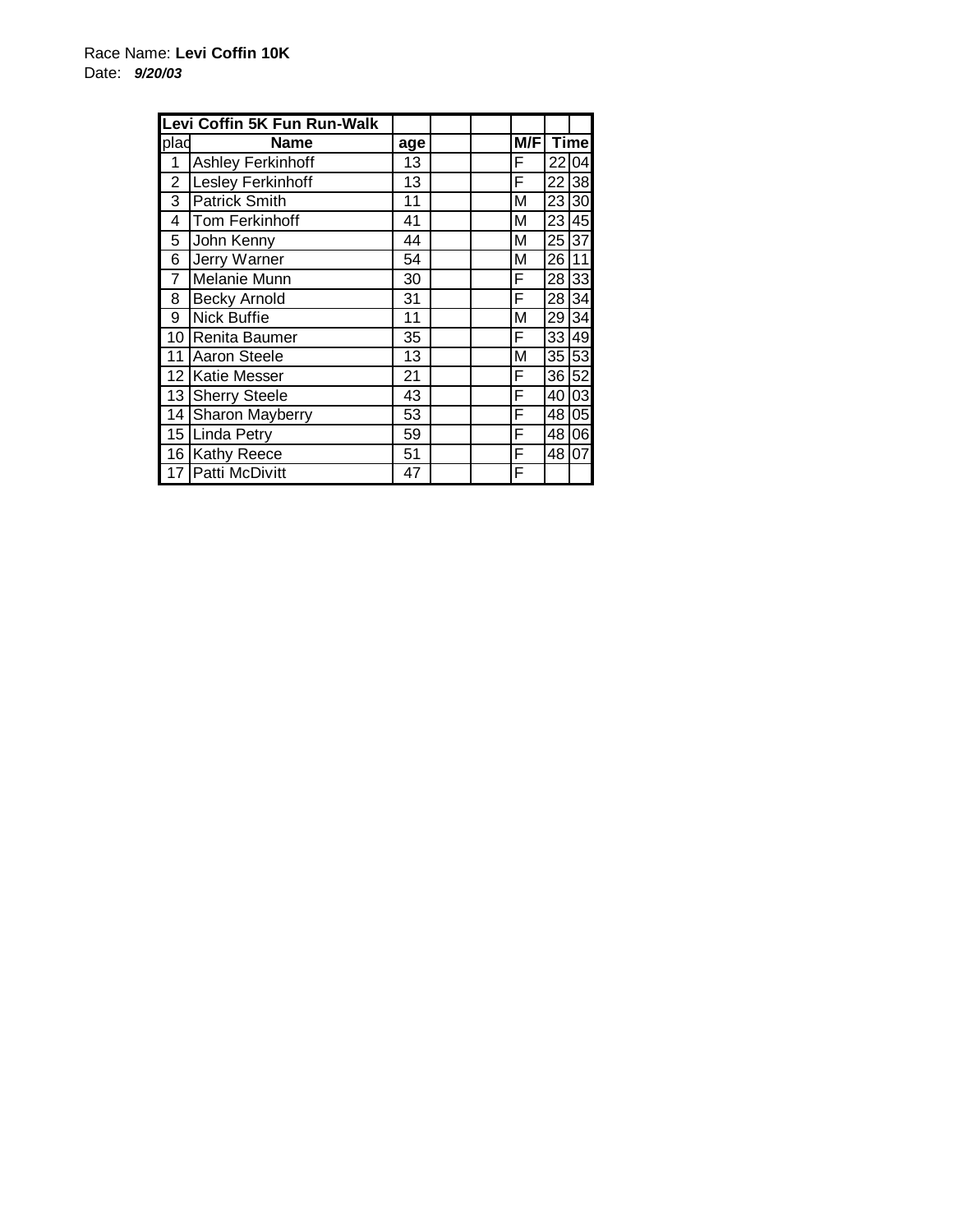Race Name: **Levi Coffin 10K**
Date: ***9/20/03***

| **Levi Coffin 5K Fun Run-Walk** | | | | | | | |
|---|---|---|---|---|---|---|---|
| plac | **Name** | **age** | | | **M/F** | **Time** | |
| 1 | Ashley Ferkinhoff | 13 | | | F | 22 | 04 |
| 2 | Lesley Ferkinhoff | 13 | | | F | 22 | 38 |
| 3 | Patrick Smith | 11 | | | M | 23 | 30 |
| 4 | Tom Ferkinhoff | 41 | | | M | 23 | 45 |
| 5 | John Kenny | 44 | | | M | 25 | 37 |
| 6 | Jerry Warner | 54 | | | M | 26 | 11 |
| 7 | Melanie Munn | 30 | | | F | 28 | 33 |
| 8 | Becky Arnold | 31 | | | F | 28 | 34 |
| 9 | Nick Buffie | 11 | | | M | 29 | 34 |
| 10 | Renita Baumer | 35 | | | F | 33 | 49 |
| 11 | Aaron Steele | 13 | | | M | 35 | 53 |
| 12 | Katie Messer | 21 | | | F | 36 | 52 |
| 13 | Sherry Steele | 43 | | | F | 40 | 03 |
| 14 | Sharon Mayberry | 53 | | | F | 48 | 05 |
| 15 | Linda Petry | 59 | | | F | 48 | 06 |
| 16 | Kathy Reece | 51 | | | F | 48 | 07 |
| 17 | Patti McDivitt | 47 | | | F | | |